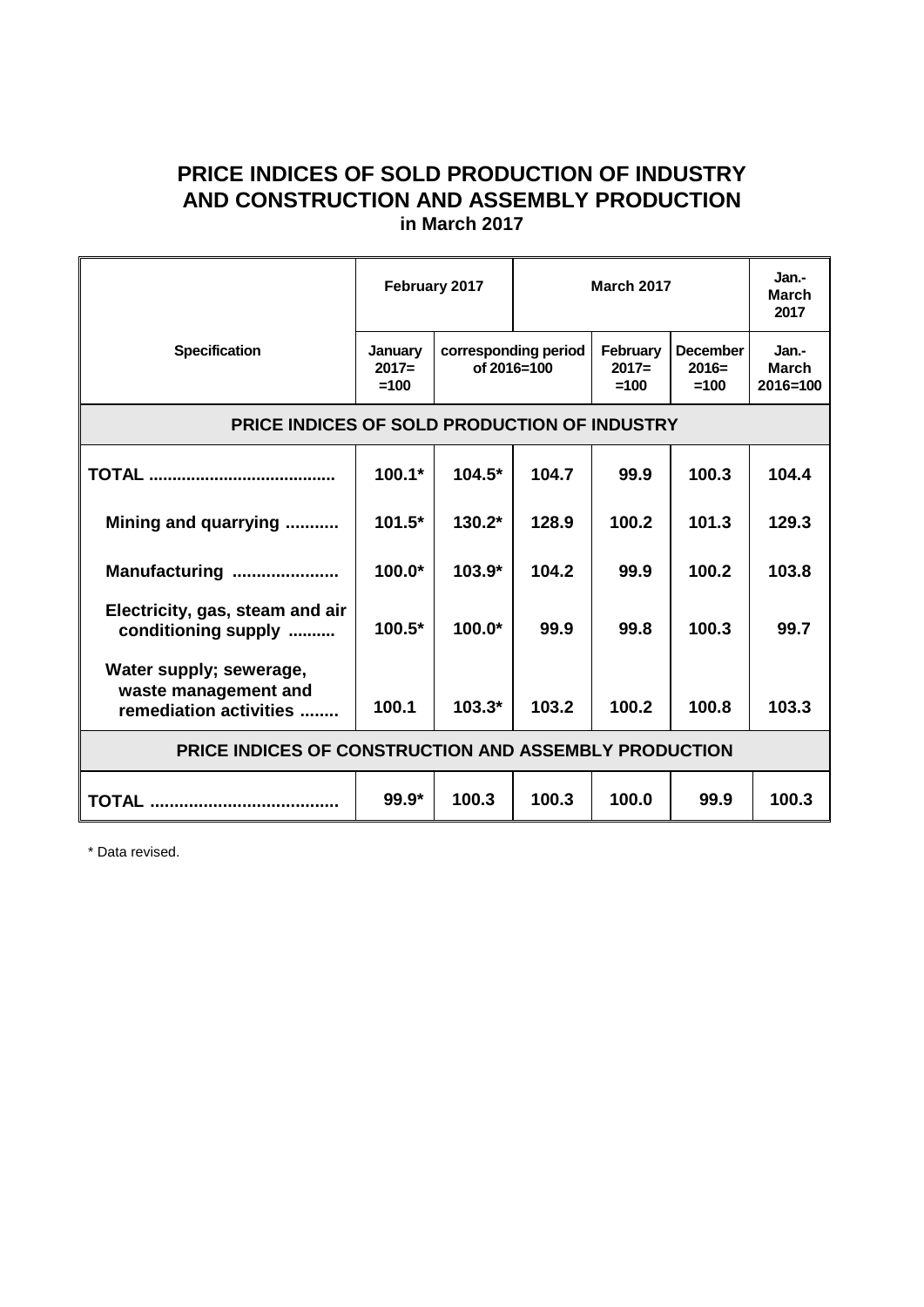# PRICE INDICES OF SOLD PRODUCTION OF INDUSTRY AND CONSTRUCTION AND ASSEMBLY PRODUCTION

### in March 2017

| Specification | February 2017 | | March 2017 | | | Jan.-March 2017 |
|---|---|---|---|---|---|---|
| | January 2017= =100 | corresponding period of 2016=100 | | February 2017= =100 | December 2016= =100 | Jan.-March 2016=100 |
| **PRICE INDICES OF SOLD PRODUCTION OF INDUSTRY** | | | | | | |
| **TOTAL .......................................** | **100.1*** | **104.5*** | **104.7** | **99.9** | **100.3** | **104.4** |
| **Mining and quarrying ...........** | **101.5*** | **130.2*** | **128.9** | **100.2** | **101.3** | **129.3** |
| **Manufacturing ......................** | **100.0*** | **103.9*** | **104.2** | **99.9** | **100.2** | **103.8** |
| **Electricity, gas, steam and air conditioning supply ..........** | **100.5*** | **100.0*** | **99.9** | **99.8** | **100.3** | **99.7** |
| **Water supply; sewerage, waste management and remediation activities ........** | **100.1** | **103.3*** | **103.2** | **100.2** | **100.8** | **103.3** |
| **PRICE INDICES OF CONSTRUCTION AND ASSEMBLY PRODUCTION** | | | | | | |
| **TOTAL .......................................** | **99.9*** | **100.3** | **100.3** | **100.0** | **99.9** | **100.3** |

* Data revised.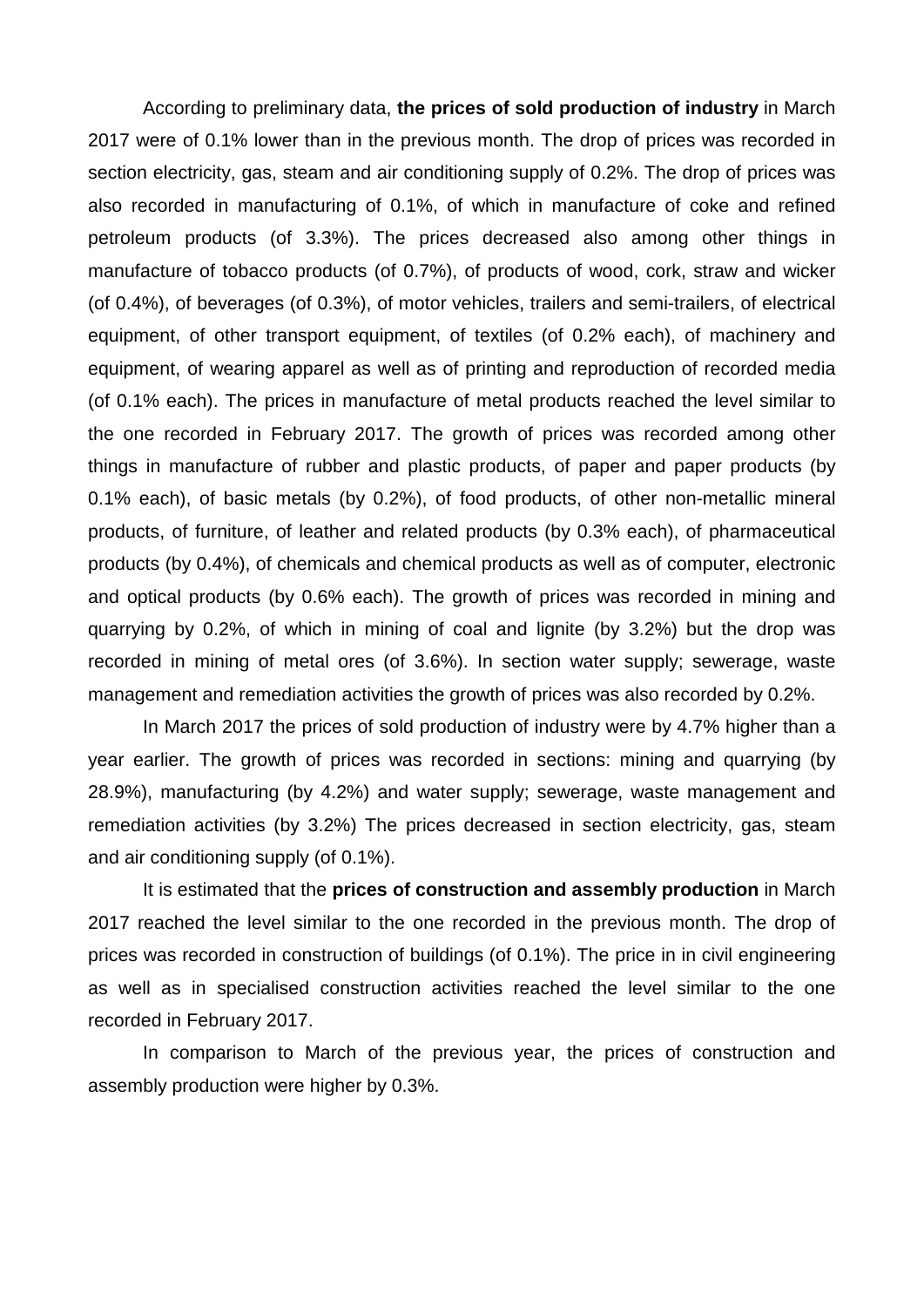According to preliminary data, **the prices of sold production of industry** in March 2017 were of 0.1% lower than in the previous month. The drop of prices was recorded in section electricity, gas, steam and air conditioning supply of 0.2%. The drop of prices was also recorded in manufacturing of 0.1%, of which in manufacture of coke and refined petroleum products (of 3.3%). The prices decreased also among other things in manufacture of tobacco products (of 0.7%), of products of wood, cork, straw and wicker (of 0.4%), of beverages (of 0.3%), of motor vehicles, trailers and semi-trailers, of electrical equipment, of other transport equipment, of textiles (of 0.2% each), of machinery and equipment, of wearing apparel as well as of printing and reproduction of recorded media (of 0.1% each). The prices in manufacture of metal products reached the level similar to the one recorded in February 2017. The growth of prices was recorded among other things in manufacture of rubber and plastic products, of paper and paper products (by 0.1% each), of basic metals (by 0.2%), of food products, of other non-metallic mineral products, of furniture, of leather and related products (by 0.3% each), of pharmaceutical products (by 0.4%), of chemicals and chemical products as well as of computer, electronic and optical products (by 0.6% each). The growth of prices was recorded in mining and quarrying by 0.2%, of which in mining of coal and lignite (by 3.2%) but the drop was recorded in mining of metal ores (of 3.6%). In section water supply; sewerage, waste management and remediation activities the growth of prices was also recorded by 0.2%.

In March 2017 the prices of sold production of industry were by 4.7% higher than a year earlier. The growth of prices was recorded in sections: mining and quarrying (by 28.9%), manufacturing (by 4.2%) and water supply; sewerage, waste management and remediation activities (by 3.2%) The prices decreased in section electricity, gas, steam and air conditioning supply (of 0.1%).

It is estimated that the **prices of construction and assembly production** in March 2017 reached the level similar to the one recorded in the previous month. The drop of prices was recorded in construction of buildings (of 0.1%). The price in in civil engineering as well as in specialised construction activities reached the level similar to the one recorded in February 2017.

In comparison to March of the previous year, the prices of construction and assembly production were higher by 0.3%.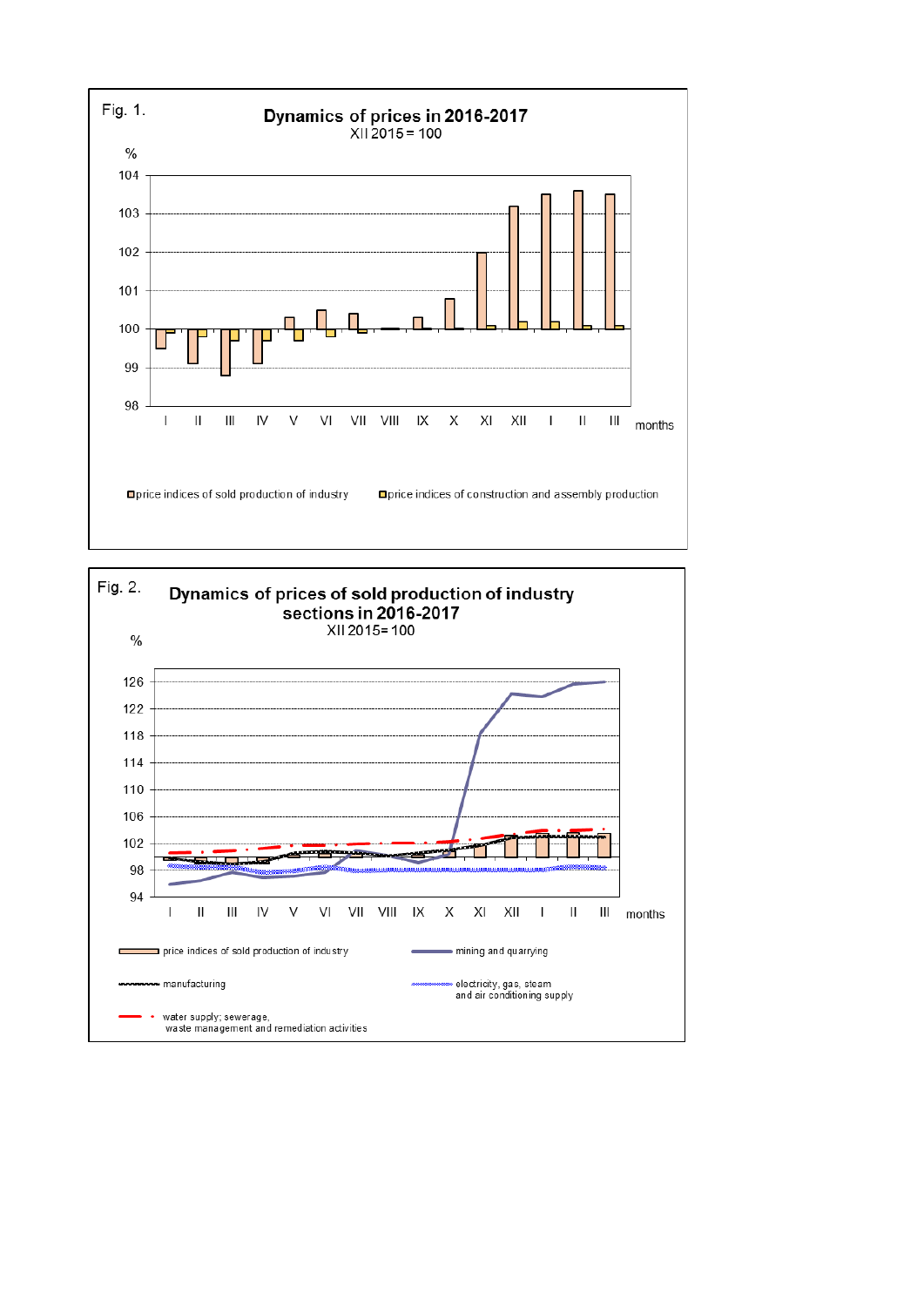Fig. 1.

**Dynamics of prices in 2016-2017**

XII 2015 = 100

%

104
103
102
101
100
99
98

I II III IV V VI VII VIII IX X XI XII I II III months

price indices of sold production of industry

price indices of construction and assembly production

Fig. 2.

**Dynamics of prices of sold production of industry sections in 2016-2017**

XII 2015= 100

%

126
122
118
114
110
106
102
98
94

I II III IV V VI VII VIII IX X XI XII I II III months

price indices of sold production of industry

mining and quarrying

manufacturing

electricity, gas, steam and air conditioning supply

water supply; sewerage, waste management and remediation activities